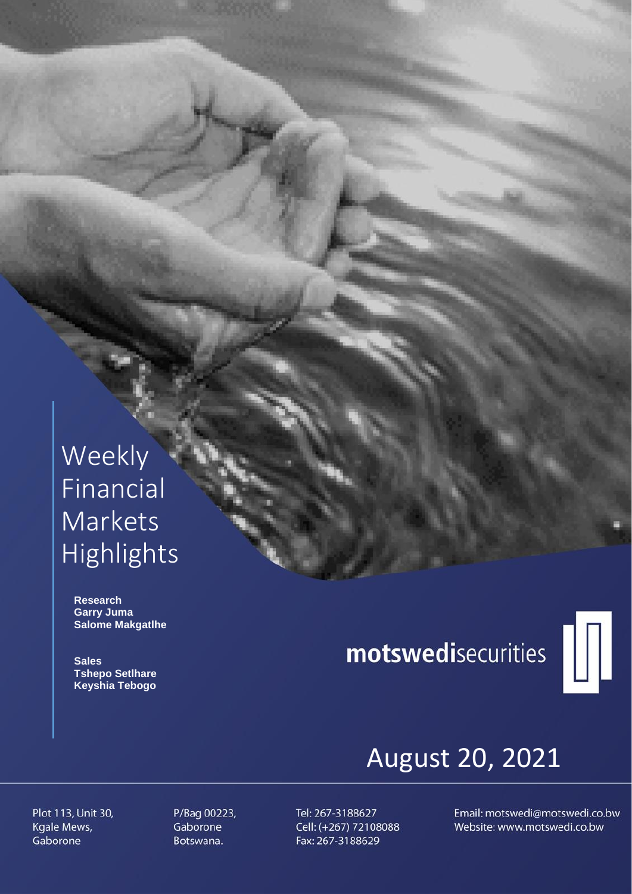# Weekly Financial Markets Highlights

**Research**
**Garry Juma**
**Salome Makgatlhe**

**Sales**
**Tshepo Setlhare**
**Keyshia Tebogo**

**motswedi**securities

## August 20, 2021

Plot 113, Unit 30,
Kgale Mews,
Gaborone

P/Bag 00223,
Gaborone
Botswana.

Tel: 267-3188627
Cell: (+267) 72108088
Fax: 267-3188629

Email: motswedi@motswedi.co.bw
Website: www.motswedi.co.bw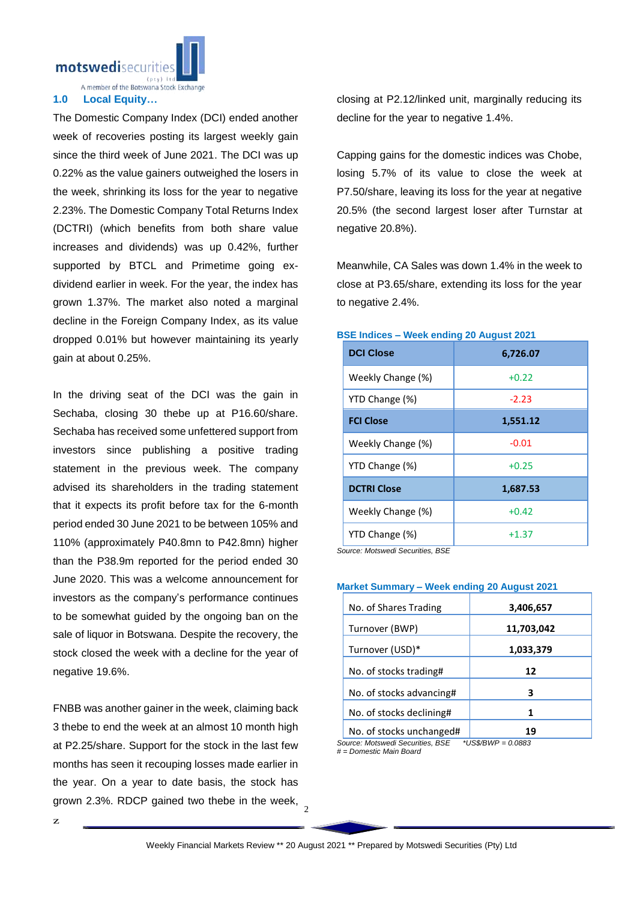## 1.0 Local Equity…

The Domestic Company Index (DCI) ended another week of recoveries posting its largest weekly gain since the third week of June 2021. The DCI was up 0.22% as the value gainers outweighed the losers in the week, shrinking its loss for the year to negative 2.23%. The Domestic Company Total Returns Index (DCTRI) (which benefits from both share value increases and dividends) was up 0.42%, further supported by BTCL and Primetime going ex-dividend earlier in week. For the year, the index has grown 1.37%. The market also noted a marginal decline in the Foreign Company Index, as its value dropped 0.01% but however maintaining its yearly gain at about 0.25%.

In the driving seat of the DCI was the gain in Sechaba, closing 30 thebe up at P16.60/share. Sechaba has received some unfettered support from investors since publishing a positive trading statement in the previous week. The company advised its shareholders in the trading statement that it expects its profit before tax for the 6-month period ended 30 June 2021 to be between 105% and 110% (approximately P40.8mn to P42.8mn) higher than the P38.9m reported for the period ended 30 June 2020. This was a welcome announcement for investors as the company's performance continues to be somewhat guided by the ongoing ban on the sale of liquor in Botswana. Despite the recovery, the stock closed the week with a decline for the year of negative 19.6%.

FNBB was another gainer in the week, claiming back 3 thebe to end the week at an almost 10 month high at P2.25/share. Support for the stock in the last few months has seen it recouping losses made earlier in the year. On a year to date basis, the stock has grown 2.3%. RDCP gained two thebe in the week, closing at P2.12/linked unit, marginally reducing its decline for the year to negative 1.4%.

Capping gains for the domestic indices was Chobe, losing 5.7% of its value to close the week at P7.50/share, leaving its loss for the year at negative 20.5% (the second largest loser after Turnstar at negative 20.8%).

Meanwhile, CA Sales was down 1.4% in the week to close at P3.65/share, extending its loss for the year to negative 2.4%.

**BSE Indices – Week ending 20 August 2021**

| **DCI Close** | **6,726.07** |
|---|---|
| Weekly Change (%) | +0.22 |
| YTD Change (%) | -2.23 |
| **FCI Close** | **1,551.12** |
| Weekly Change (%) | -0.01 |
| YTD Change (%) | +0.25 |
| **DCTRI Close** | **1,687.53** |
| Weekly Change (%) | +0.42 |
| YTD Change (%) | +1.37 |

*Source: Motswedi Securities, BSE*

**Market Summary – Week ending 20 August 2021**

| No. of Shares Trading | **3,406,657** |
|---|---|
| Turnover (BWP) | **11,703,042** |
| Turnover (USD)* | **1,033,379** |
| No. of stocks trading# | **12** |
| No. of stocks advancing# | **3** |
| No. of stocks declining# | **1** |
| No. of stocks unchanged# | **19** |

*Source: Motswedi Securities, BSE*  *\*US$/BWP = 0.0883*
*# = Domestic Main Board*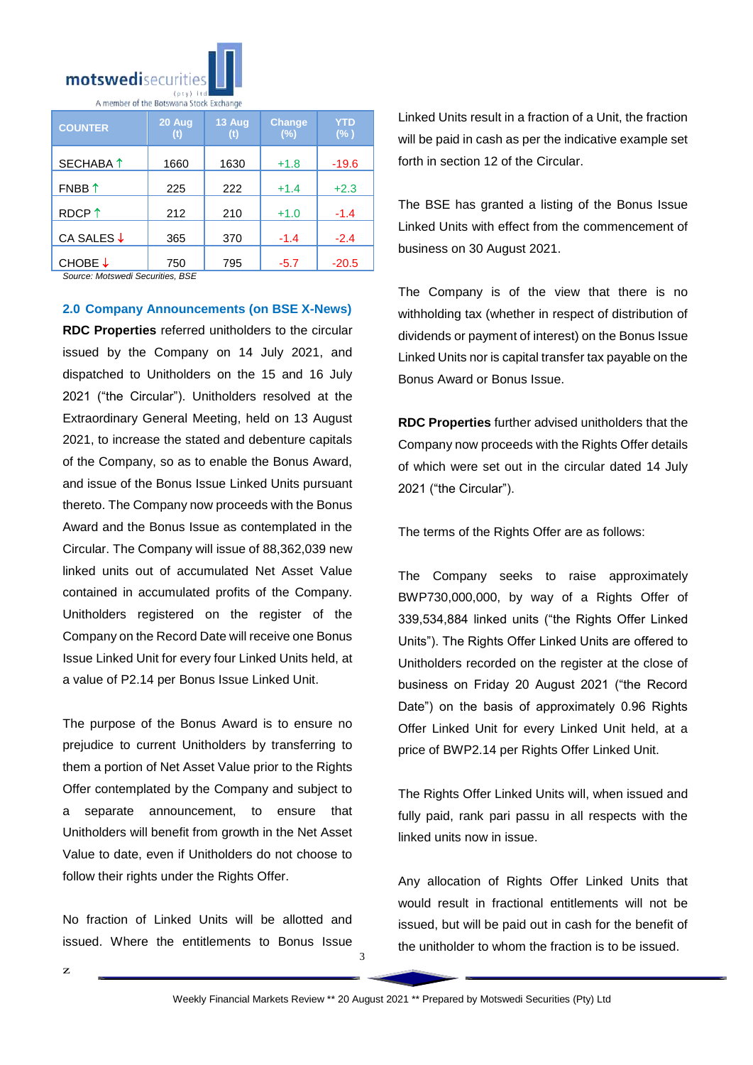| COUNTER | 20 Aug (t) | 13 Aug (t) | Change (%) | YTD (%) |
|---|---|---|---|---|
| SECHABA ↑ | 1660 | 1630 | +1.8 | -19.6 |
| FNBB ↑ | 225 | 222 | +1.4 | +2.3 |
| RDCP ↑ | 212 | 210 | +1.0 | -1.4 |
| CA SALES ↓ | 365 | 370 | -1.4 | -2.4 |
| CHOBE ↓ | 750 | 795 | -5.7 | -20.5 |

*Source: Motswedi Securities, BSE*

## 2.0 Company Announcements (on BSE X-News)

**RDC Properties** referred unitholders to the circular issued by the Company on 14 July 2021, and dispatched to Unitholders on the 15 and 16 July 2021 ("the Circular"). Unitholders resolved at the Extraordinary General Meeting, held on 13 August 2021, to increase the stated and debenture capitals of the Company, so as to enable the Bonus Award, and issue of the Bonus Issue Linked Units pursuant thereto. The Company now proceeds with the Bonus Award and the Bonus Issue as contemplated in the Circular. The Company will issue of 88,362,039 new linked units out of accumulated Net Asset Value contained in accumulated profits of the Company. Unitholders registered on the register of the Company on the Record Date will receive one Bonus Issue Linked Unit for every four Linked Units held, at a value of P2.14 per Bonus Issue Linked Unit.

The purpose of the Bonus Award is to ensure no prejudice to current Unitholders by transferring to them a portion of Net Asset Value prior to the Rights Offer contemplated by the Company and subject to a separate announcement, to ensure that Unitholders will benefit from growth in the Net Asset Value to date, even if Unitholders do not choose to follow their rights under the Rights Offer.

No fraction of Linked Units will be allotted and issued. Where the entitlements to Bonus Issue Linked Units result in a fraction of a Unit, the fraction will be paid in cash as per the indicative example set forth in section 12 of the Circular.

The BSE has granted a listing of the Bonus Issue Linked Units with effect from the commencement of business on 30 August 2021.

The Company is of the view that there is no withholding tax (whether in respect of distribution of dividends or payment of interest) on the Bonus Issue Linked Units nor is capital transfer tax payable on the Bonus Award or Bonus Issue.

**RDC Properties** further advised unitholders that the Company now proceeds with the Rights Offer details of which were set out in the circular dated 14 July 2021 ("the Circular").

The terms of the Rights Offer are as follows:

The Company seeks to raise approximately BWP730,000,000, by way of a Rights Offer of 339,534,884 linked units ("the Rights Offer Linked Units"). The Rights Offer Linked Units are offered to Unitholders recorded on the register at the close of business on Friday 20 August 2021 ("the Record Date") on the basis of approximately 0.96 Rights Offer Linked Unit for every Linked Unit held, at a price of BWP2.14 per Rights Offer Linked Unit.

The Rights Offer Linked Units will, when issued and fully paid, rank pari passu in all respects with the linked units now in issue.

Any allocation of Rights Offer Linked Units that would result in fractional entitlements will not be issued, but will be paid out in cash for the benefit of the unitholder to whom the fraction is to be issued.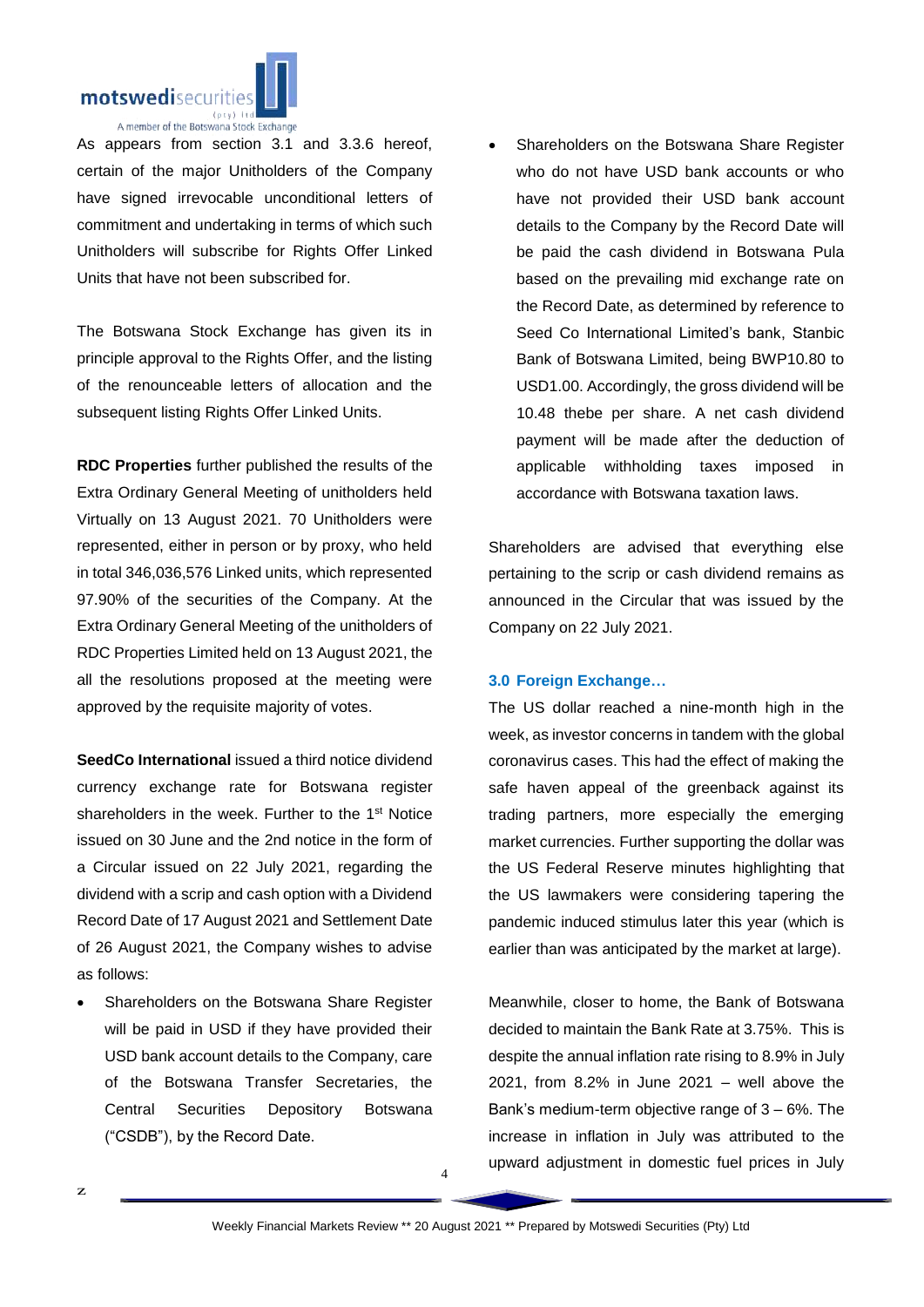As appears from section 3.1 and 3.3.6 hereof, certain of the major Unitholders of the Company have signed irrevocable unconditional letters of commitment and undertaking in terms of which such Unitholders will subscribe for Rights Offer Linked Units that have not been subscribed for.

The Botswana Stock Exchange has given its in principle approval to the Rights Offer, and the listing of the renounceable letters of allocation and the subsequent listing Rights Offer Linked Units.

**RDC Properties** further published the results of the Extra Ordinary General Meeting of unitholders held Virtually on 13 August 2021. 70 Unitholders were represented, either in person or by proxy, who held in total 346,036,576 Linked units, which represented 97.90% of the securities of the Company. At the Extra Ordinary General Meeting of the unitholders of RDC Properties Limited held on 13 August 2021, the all the resolutions proposed at the meeting were approved by the requisite majority of votes.

**SeedCo International** issued a third notice dividend currency exchange rate for Botswana register shareholders in the week. Further to the 1st Notice issued on 30 June and the 2nd notice in the form of a Circular issued on 22 July 2021, regarding the dividend with a scrip and cash option with a Dividend Record Date of 17 August 2021 and Settlement Date of 26 August 2021, the Company wishes to advise as follows:

- Shareholders on the Botswana Share Register will be paid in USD if they have provided their USD bank account details to the Company, care of the Botswana Transfer Secretaries, the Central Securities Depository Botswana ("CSDB"), by the Record Date.
- Shareholders on the Botswana Share Register who do not have USD bank accounts or who have not provided their USD bank account details to the Company by the Record Date will be paid the cash dividend in Botswana Pula based on the prevailing mid exchange rate on the Record Date, as determined by reference to Seed Co International Limited's bank, Stanbic Bank of Botswana Limited, being BWP10.80 to USD1.00. Accordingly, the gross dividend will be 10.48 thebe per share. A net cash dividend payment will be made after the deduction of applicable withholding taxes imposed in accordance with Botswana taxation laws.

Shareholders are advised that everything else pertaining to the scrip or cash dividend remains as announced in the Circular that was issued by the Company on 22 July 2021.

### 3.0 Foreign Exchange…

The US dollar reached a nine-month high in the week, as investor concerns in tandem with the global coronavirus cases. This had the effect of making the safe haven appeal of the greenback against its trading partners, more especially the emerging market currencies. Further supporting the dollar was the US Federal Reserve minutes highlighting that the US lawmakers were considering tapering the pandemic induced stimulus later this year (which is earlier than was anticipated by the market at large).

Meanwhile, closer to home, the Bank of Botswana decided to maintain the Bank Rate at 3.75%. This is despite the annual inflation rate rising to 8.9% in July 2021, from 8.2% in June 2021 – well above the Bank's medium-term objective range of 3 – 6%. The increase in inflation in July was attributed to the upward adjustment in domestic fuel prices in July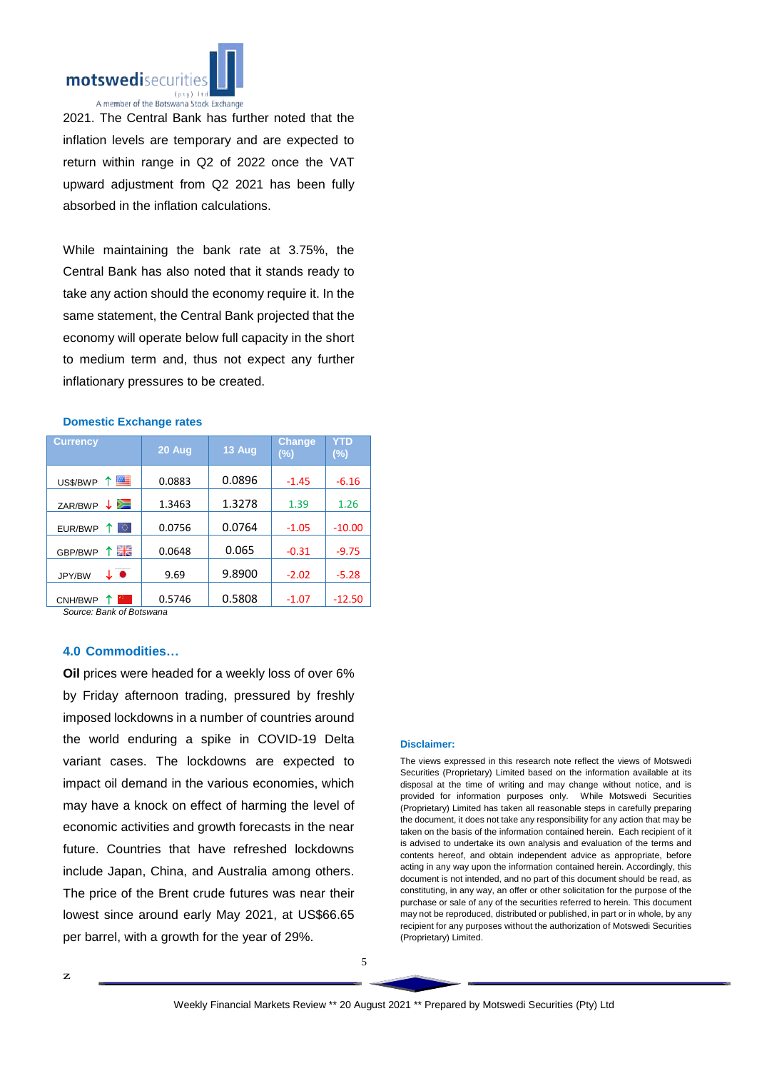2021. The Central Bank has further noted that the inflation levels are temporary and are expected to return within range in Q2 of 2022 once the VAT upward adjustment from Q2 2021 has been fully absorbed in the inflation calculations.

While maintaining the bank rate at 3.75%, the Central Bank has also noted that it stands ready to take any action should the economy require it. In the same statement, the Central Bank projected that the economy will operate below full capacity in the short to medium term and, thus not expect any further inflationary pressures to be created.

**Domestic Exchange rates**

| Currency | 20 Aug | 13 Aug | Change (%) | YTD (%) |
|---|---|---|---|---|
| US$/BWP ↑ | 0.0883 | 0.0896 | -1.45 | -6.16 |
| ZAR/BWP ↓ | 1.3463 | 1.3278 | 1.39 | 1.26 |
| EUR/BWP ↑ | 0.0756 | 0.0764 | -1.05 | -10.00 |
| GBP/BWP ↑ | 0.0648 | 0.065 | -0.31 | -9.75 |
| JPY/BW ↓ | 9.69 | 9.8900 | -2.02 | -5.28 |
| CNH/BWP ↑ | 0.5746 | 0.5808 | -1.07 | -12.50 |

*Source: Bank of Botswana*

## 4.0 Commodities…

**Oil** prices were headed for a weekly loss of over 6% by Friday afternoon trading, pressured by freshly imposed lockdowns in a number of countries around the world enduring a spike in COVID-19 Delta variant cases. The lockdowns are expected to impact oil demand in the various economies, which may have a knock on effect of harming the level of economic activities and growth forecasts in the near future. Countries that have refreshed lockdowns include Japan, China, and Australia among others. The price of the Brent crude futures was near their lowest since around early May 2021, at US$66.65 per barrel, with a growth for the year of 29%.

**Disclaimer:**

The views expressed in this research note reflect the views of Motswedi Securities (Proprietary) Limited based on the information available at its disposal at the time of writing and may change without notice, and is provided for information purposes only. While Motswedi Securities (Proprietary) Limited has taken all reasonable steps in carefully preparing the document, it does not take any responsibility for any action that may be taken on the basis of the information contained herein. Each recipient of it is advised to undertake its own analysis and evaluation of the terms and contents hereof, and obtain independent advice as appropriate, before acting in any way upon the information contained herein. Accordingly, this document is not intended, and no part of this document should be read, as constituting, in any way, an offer or other solicitation for the purpose of the purchase or sale of any of the securities referred to herein. This document may not be reproduced, distributed or published, in part or in whole, by any recipient for any purposes without the authorization of Motswedi Securities (Proprietary) Limited.